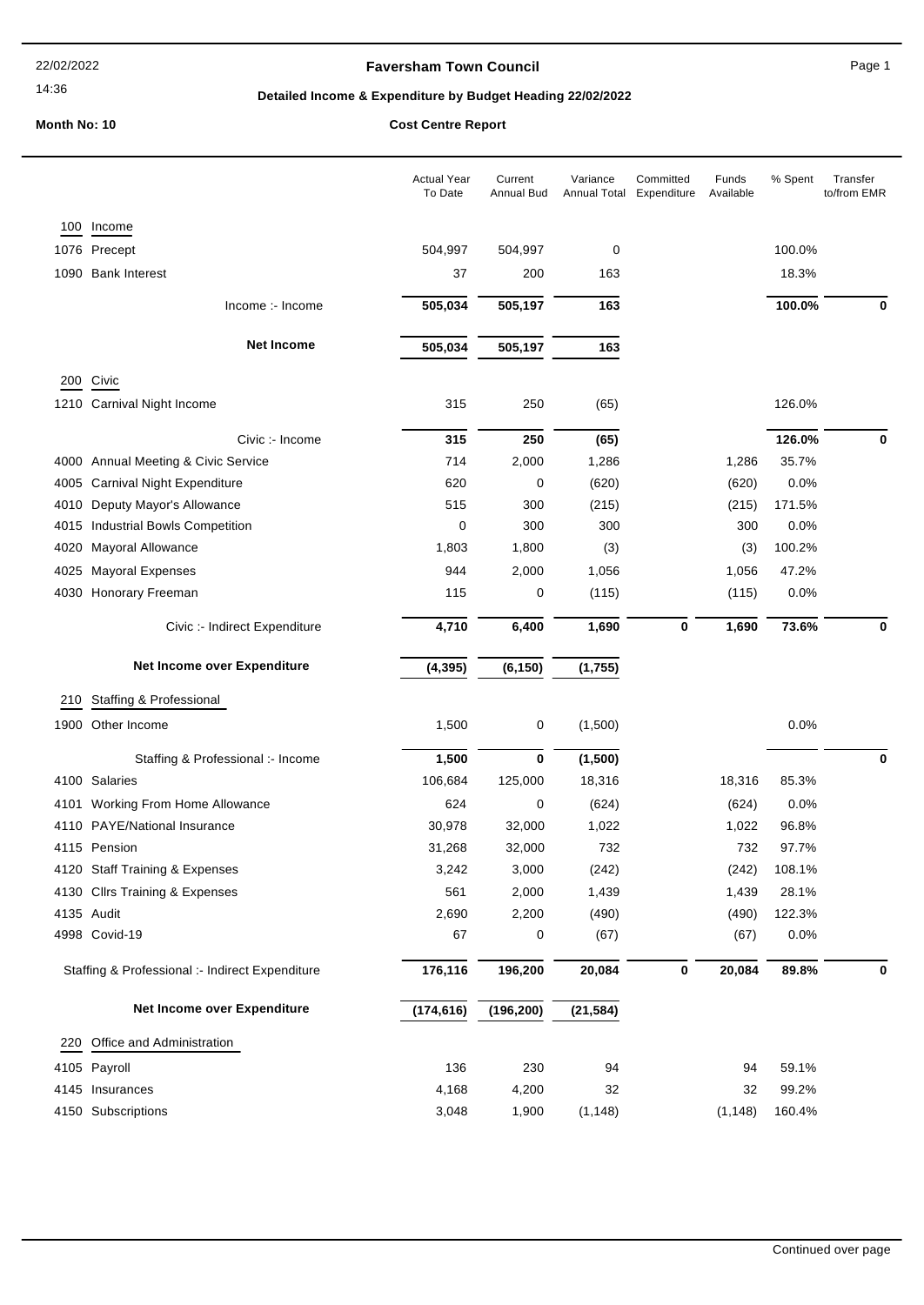# Faversham Town Council

22/02/2022
14:36

## Detailed Income & Expenditure by Budget Heading 22/02/2022

**Month No: 10** — **Cost Centre Report**

| | Actual Year To Date | Current Annual Bud | Variance Annual Total | Committed Expenditure | Funds Available | % Spent | Transfer to/from EMR |
|---|---|---|---|---|---|---|---|
| **100 Income** | | | | | | | |
| 1076 Precept | 504,997 | 504,997 | 0 | | | 100.0% | |
| 1090 Bank Interest | 37 | 200 | 163 | | | 18.3% | |
| Income :- Income | **505,034** | **505,197** | **163** | | | **100.0%** | **0** |
| **Net Income** | **505,034** | **505,197** | **163** | | | | |
| **200 Civic** | | | | | | | |
| 1210 Carnival Night Income | 315 | 250 | (65) | | | 126.0% | |
| Civic :- Income | **315** | **250** | **(65)** | | | **126.0%** | **0** |
| 4000 Annual Meeting & Civic Service | 714 | 2,000 | 1,286 | | 1,286 | 35.7% | |
| 4005 Carnival Night Expenditure | 620 | 0 | (620) | | (620) | 0.0% | |
| 4010 Deputy Mayor's Allowance | 515 | 300 | (215) | | (215) | 171.5% | |
| 4015 Industrial Bowls Competition | 0 | 300 | 300 | | 300 | 0.0% | |
| 4020 Mayoral Allowance | 1,803 | 1,800 | (3) | | (3) | 100.2% | |
| 4025 Mayoral Expenses | 944 | 2,000 | 1,056 | | 1,056 | 47.2% | |
| 4030 Honorary Freeman | 115 | 0 | (115) | | (115) | 0.0% | |
| Civic :- Indirect Expenditure | **4,710** | **6,400** | **1,690** | **0** | **1,690** | **73.6%** | **0** |
| **Net Income over Expenditure** | **(4,395)** | **(6,150)** | **(1,755)** | | | | |
| **210 Staffing & Professional** | | | | | | | |
| 1900 Other Income | 1,500 | 0 | (1,500) | | | 0.0% | |
| Staffing & Professional :- Income | **1,500** | **0** | **(1,500)** | | | | **0** |
| 4100 Salaries | 106,684 | 125,000 | 18,316 | | 18,316 | 85.3% | |
| 4101 Working From Home Allowance | 624 | 0 | (624) | | (624) | 0.0% | |
| 4110 PAYE/National Insurance | 30,978 | 32,000 | 1,022 | | 1,022 | 96.8% | |
| 4115 Pension | 31,268 | 32,000 | 732 | | 732 | 97.7% | |
| 4120 Staff Training & Expenses | 3,242 | 3,000 | (242) | | (242) | 108.1% | |
| 4130 Cllrs Training & Expenses | 561 | 2,000 | 1,439 | | 1,439 | 28.1% | |
| 4135 Audit | 2,690 | 2,200 | (490) | | (490) | 122.3% | |
| 4998 Covid-19 | 67 | 0 | (67) | | (67) | 0.0% | |
| Staffing & Professional :- Indirect Expenditure | **176,116** | **196,200** | **20,084** | **0** | **20,084** | **89.8%** | **0** |
| **Net Income over Expenditure** | **(174,616)** | **(196,200)** | **(21,584)** | | | | |
| **220 Office and Administration** | | | | | | | |
| 4105 Payroll | 136 | 230 | 94 | | 94 | 59.1% | |
| 4145 Insurances | 4,168 | 4,200 | 32 | | 32 | 99.2% | |
| 4150 Subscriptions | 3,048 | 1,900 | (1,148) | | (1,148) | 160.4% | |

Continued over page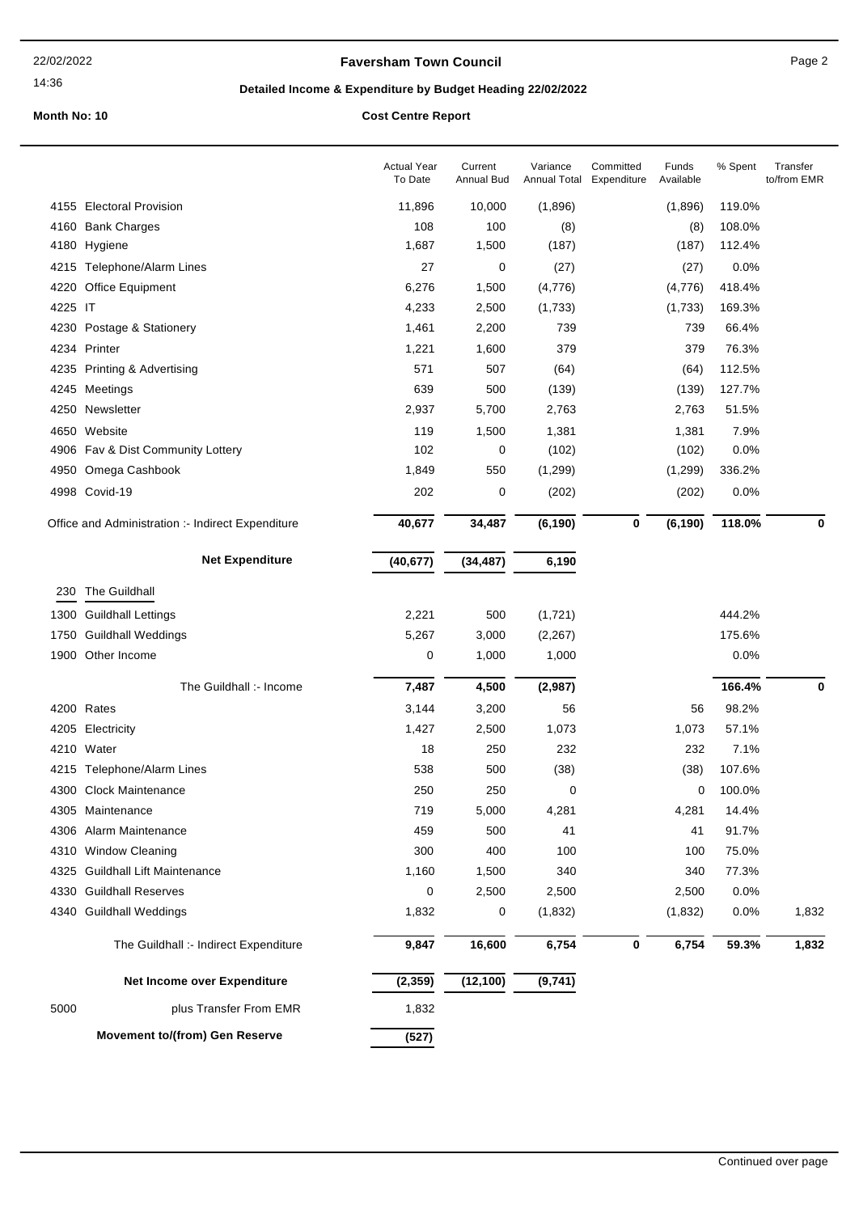**Faversham Town Council**

**Detailed Income & Expenditure by Budget Heading 22/02/2022**

**Month No: 10** | **Cost Centre Report**

| | | Actual Year To Date | Current Annual Bud | Variance Annual Total | Committed Expenditure | Funds Available | % Spent | Transfer to/from EMR |
|---|---|---|---|---|---|---|---|---|
| 4155 | Electoral Provision | 11,896 | 10,000 | (1,896) | | (1,896) | 119.0% | |
| 4160 | Bank Charges | 108 | 100 | (8) | | (8) | 108.0% | |
| 4180 | Hygiene | 1,687 | 1,500 | (187) | | (187) | 112.4% | |
| 4215 | Telephone/Alarm Lines | 27 | 0 | (27) | | (27) | 0.0% | |
| 4220 | Office Equipment | 6,276 | 1,500 | (4,776) | | (4,776) | 418.4% | |
| 4225 | IT | 4,233 | 2,500 | (1,733) | | (1,733) | 169.3% | |
| 4230 | Postage & Stationery | 1,461 | 2,200 | 739 | | 739 | 66.4% | |
| 4234 | Printer | 1,221 | 1,600 | 379 | | 379 | 76.3% | |
| 4235 | Printing & Advertising | 571 | 507 | (64) | | (64) | 112.5% | |
| 4245 | Meetings | 639 | 500 | (139) | | (139) | 127.7% | |
| 4250 | Newsletter | 2,937 | 5,700 | 2,763 | | 2,763 | 51.5% | |
| 4650 | Website | 119 | 1,500 | 1,381 | | 1,381 | 7.9% | |
| 4906 | Fav & Dist Community Lottery | 102 | 0 | (102) | | (102) | 0.0% | |
| 4950 | Omega Cashbook | 1,849 | 550 | (1,299) | | (1,299) | 336.2% | |
| 4998 | Covid-19 | 202 | 0 | (202) | | (202) | 0.0% | |
| | **Office and Administration :- Indirect Expenditure** | **40,677** | **34,487** | **(6,190)** | **0** | **(6,190)** | **118.0%** | **0** |
| | **Net Expenditure** | **(40,677)** | **(34,487)** | **6,190** | | | | |
| 230 | The Guildhall | | | | | | | |
| 1300 | Guildhall Lettings | 2,221 | 500 | (1,721) | | | 444.2% | |
| 1750 | Guildhall Weddings | 5,267 | 3,000 | (2,267) | | | 175.6% | |
| 1900 | Other Income | 0 | 1,000 | 1,000 | | | 0.0% | |
| | **The Guildhall :- Income** | **7,487** | **4,500** | **(2,987)** | | | **166.4%** | **0** |
| 4200 | Rates | 3,144 | 3,200 | 56 | | 56 | 98.2% | |
| 4205 | Electricity | 1,427 | 2,500 | 1,073 | | 1,073 | 57.1% | |
| 4210 | Water | 18 | 250 | 232 | | 232 | 7.1% | |
| 4215 | Telephone/Alarm Lines | 538 | 500 | (38) | | (38) | 107.6% | |
| 4300 | Clock Maintenance | 250 | 250 | 0 | | 0 | 100.0% | |
| 4305 | Maintenance | 719 | 5,000 | 4,281 | | 4,281 | 14.4% | |
| 4306 | Alarm Maintenance | 459 | 500 | 41 | | 41 | 91.7% | |
| 4310 | Window Cleaning | 300 | 400 | 100 | | 100 | 75.0% | |
| 4325 | Guildhall Lift Maintenance | 1,160 | 1,500 | 340 | | 340 | 77.3% | |
| 4330 | Guildhall Reserves | 0 | 2,500 | 2,500 | | 2,500 | 0.0% | |
| 4340 | Guildhall Weddings | 1,832 | 0 | (1,832) | | (1,832) | 0.0% | 1,832 |
| | **The Guildhall :- Indirect Expenditure** | **9,847** | **16,600** | **6,754** | **0** | **6,754** | **59.3%** | **1,832** |
| | **Net Income over Expenditure** | **(2,359)** | **(12,100)** | **(9,741)** | | | | |
| 5000 | plus Transfer From EMR | 1,832 | | | | | | |
| | **Movement to/(from) Gen Reserve** | **(527)** | | | | | | |

Continued over page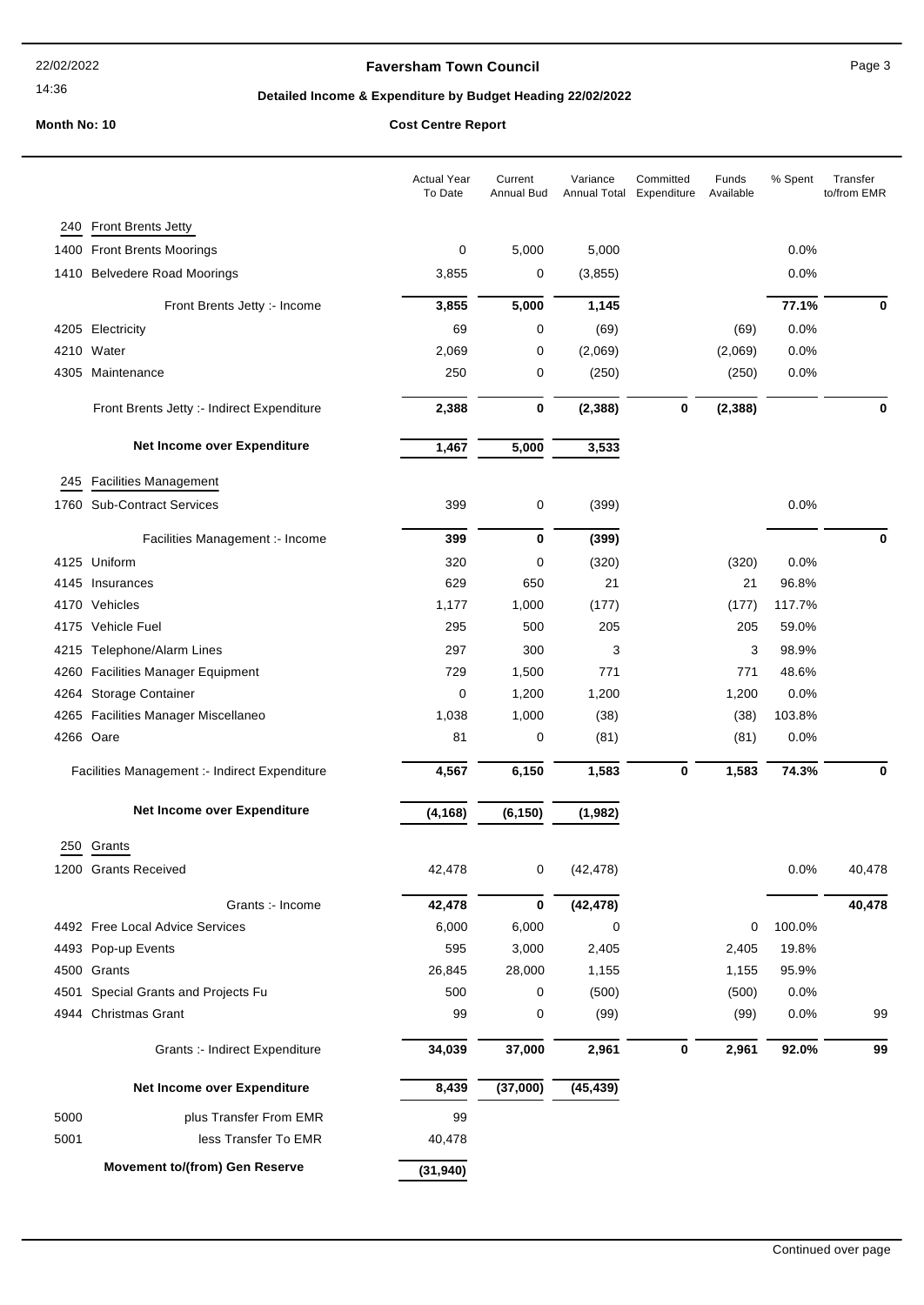# Faversham Town Council

## Detailed Income & Expenditure by Budget Heading 22/02/2022

**Month No: 10** **Cost Centre Report**

| | | Actual Year To Date | Current Annual Bud | Variance Annual Total | Committed Expenditure | Funds Available | % Spent | Transfer to/from EMR |
|---|---|---|---|---|---|---|---|---|
| 240 | Front Brents Jetty | | | | | | | |
| 1400 | Front Brents Moorings | 0 | 5,000 | 5,000 | | | 0.0% | |
| 1410 | Belvedere Road Moorings | 3,855 | 0 | (3,855) | | | 0.0% | |
| | Front Brents Jetty :- Income | **3,855** | **5,000** | **1,145** | | | **77.1%** | **0** |
| 4205 | Electricity | 69 | 0 | (69) | | (69) | 0.0% | |
| 4210 | Water | 2,069 | 0 | (2,069) | | (2,069) | 0.0% | |
| 4305 | Maintenance | 250 | 0 | (250) | | (250) | 0.0% | |
| | Front Brents Jetty :- Indirect Expenditure | **2,388** | **0** | **(2,388)** | **0** | **(2,388)** | | **0** |
| | **Net Income over Expenditure** | **1,467** | **5,000** | **3,533** | | | | |
| 245 | Facilities Management | | | | | | | |
| 1760 | Sub-Contract Services | 399 | 0 | (399) | | | 0.0% | |
| | Facilities Management :- Income | **399** | **0** | **(399)** | | | | **0** |
| 4125 | Uniform | 320 | 0 | (320) | | (320) | 0.0% | |
| 4145 | Insurances | 629 | 650 | 21 | | 21 | 96.8% | |
| 4170 | Vehicles | 1,177 | 1,000 | (177) | | (177) | 117.7% | |
| 4175 | Vehicle Fuel | 295 | 500 | 205 | | 205 | 59.0% | |
| 4215 | Telephone/Alarm Lines | 297 | 300 | 3 | | 3 | 98.9% | |
| 4260 | Facilities Manager Equipment | 729 | 1,500 | 771 | | 771 | 48.6% | |
| 4264 | Storage Container | 0 | 1,200 | 1,200 | | 1,200 | 0.0% | |
| 4265 | Facilities Manager Miscellaneo | 1,038 | 1,000 | (38) | | (38) | 103.8% | |
| 4266 | Oare | 81 | 0 | (81) | | (81) | 0.0% | |
| | Facilities Management :- Indirect Expenditure | **4,567** | **6,150** | **1,583** | **0** | **1,583** | **74.3%** | **0** |
| | **Net Income over Expenditure** | **(4,168)** | **(6,150)** | **(1,982)** | | | | |
| 250 | Grants | | | | | | | |
| 1200 | Grants Received | 42,478 | 0 | (42,478) | | | 0.0% | 40,478 |
| | Grants :- Income | **42,478** | **0** | **(42,478)** | | | | **40,478** |
| 4492 | Free Local Advice Services | 6,000 | 6,000 | 0 | | 0 | 100.0% | |
| 4493 | Pop-up Events | 595 | 3,000 | 2,405 | | 2,405 | 19.8% | |
| 4500 | Grants | 26,845 | 28,000 | 1,155 | | 1,155 | 95.9% | |
| 4501 | Special Grants and Projects Fu | 500 | 0 | (500) | | (500) | 0.0% | |
| 4944 | Christmas Grant | 99 | 0 | (99) | | (99) | 0.0% | 99 |
| | Grants :- Indirect Expenditure | **34,039** | **37,000** | **2,961** | **0** | **2,961** | **92.0%** | **99** |
| | **Net Income over Expenditure** | **8,439** | **(37,000)** | **(45,439)** | | | | |
| 5000 | plus Transfer From EMR | 99 | | | | | | |
| 5001 | less Transfer To EMR | 40,478 | | | | | | |
| | **Movement to/(from) Gen Reserve** | **(31,940)** | | | | | | |

Continued over page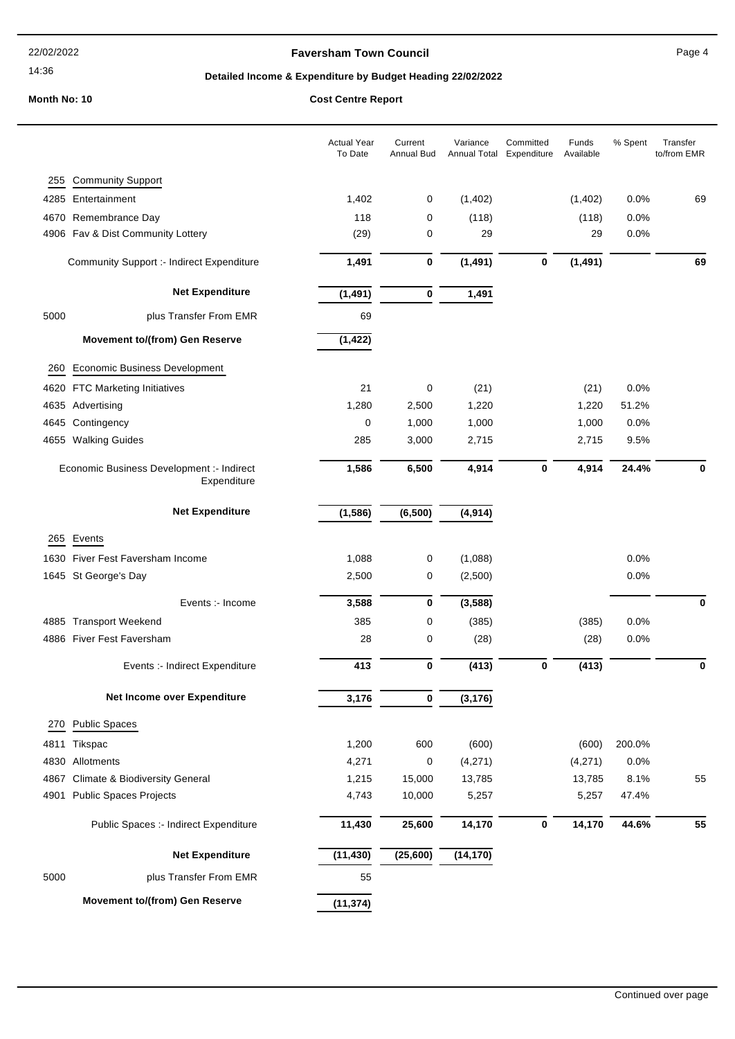**Faversham Town Council**

**Detailed Income & Expenditure by Budget Heading 22/02/2022**

**Month No: 10** **Cost Centre Report**

| | | Actual Year To Date | Current Annual Bud | Variance Annual Total | Committed Expenditure | Funds Available | % Spent | Transfer to/from EMR |
|---|---|---|---|---|---|---|---|---|
| **255** | **Community Support** | | | | | | | |
| 4285 | Entertainment | 1,402 | 0 | (1,402) | | (1,402) | 0.0% | 69 |
| 4670 | Remembrance Day | 118 | 0 | (118) | | (118) | 0.0% | |
| 4906 | Fav & Dist Community Lottery | (29) | 0 | 29 | | 29 | 0.0% | |
| | Community Support :- Indirect Expenditure | **1,491** | **0** | **(1,491)** | **0** | **(1,491)** | | **69** |
| | **Net Expenditure** | **(1,491)** | **0** | **1,491** | | | | |
| 5000 | plus Transfer From EMR | 69 | | | | | | |
| | **Movement to/(from) Gen Reserve** | **(1,422)** | | | | | | |
| **260** | **Economic Business Development** | | | | | | | |
| 4620 | FTC Marketing Initiatives | 21 | 0 | (21) | | (21) | 0.0% | |
| 4635 | Advertising | 1,280 | 2,500 | 1,220 | | 1,220 | 51.2% | |
| 4645 | Contingency | 0 | 1,000 | 1,000 | | 1,000 | 0.0% | |
| 4655 | Walking Guides | 285 | 3,000 | 2,715 | | 2,715 | 9.5% | |
| | Economic Business Development :- Indirect Expenditure | **1,586** | **6,500** | **4,914** | **0** | **4,914** | **24.4%** | **0** |
| | **Net Expenditure** | **(1,586)** | **(6,500)** | **(4,914)** | | | | |
| **265** | **Events** | | | | | | | |
| 1630 | Fiver Fest Faversham Income | 1,088 | 0 | (1,088) | | | 0.0% | |
| 1645 | St George's Day | 2,500 | 0 | (2,500) | | | 0.0% | |
| | Events :- Income | **3,588** | **0** | **(3,588)** | | | | **0** |
| 4885 | Transport Weekend | 385 | 0 | (385) | | (385) | 0.0% | |
| 4886 | Fiver Fest Faversham | 28 | 0 | (28) | | (28) | 0.0% | |
| | Events :- Indirect Expenditure | **413** | **0** | **(413)** | **0** | **(413)** | | **0** |
| | **Net Income over Expenditure** | **3,176** | **0** | **(3,176)** | | | | |
| **270** | **Public Spaces** | | | | | | | |
| 4811 | Tikspac | 1,200 | 600 | (600) | | (600) | 200.0% | |
| 4830 | Allotments | 4,271 | 0 | (4,271) | | (4,271) | 0.0% | |
| 4867 | Climate & Biodiversity General | 1,215 | 15,000 | 13,785 | | 13,785 | 8.1% | 55 |
| 4901 | Public Spaces Projects | 4,743 | 10,000 | 5,257 | | 5,257 | 47.4% | |
| | Public Spaces :- Indirect Expenditure | **11,430** | **25,600** | **14,170** | **0** | **14,170** | **44.6%** | **55** |
| | **Net Expenditure** | **(11,430)** | **(25,600)** | **(14,170)** | | | | |
| 5000 | plus Transfer From EMR | 55 | | | | | | |
| | **Movement to/(from) Gen Reserve** | **(11,374)** | | | | | | |

Continued over page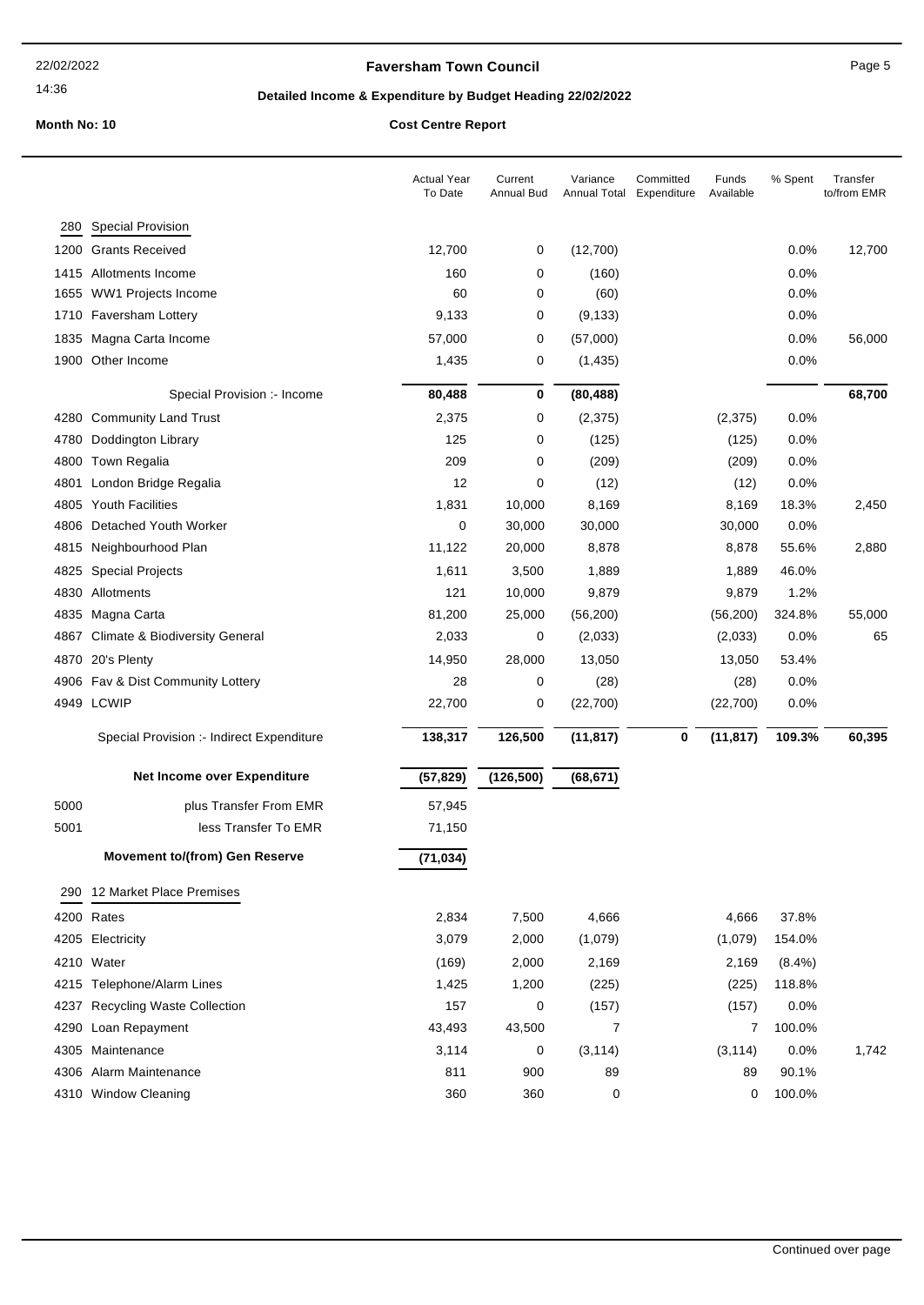# Faversham Town Council

## Detailed Income & Expenditure by Budget Heading 22/02/2022

**Month No: 10** **Cost Centre Report**

| | | Actual Year To Date | Current Annual Bud | Variance Annual Total | Committed Expenditure | Funds Available | % Spent | Transfer to/from EMR |
|---|---|---|---|---|---|---|---|---|
| **280** | **Special Provision** | | | | | | | |
| 1200 | Grants Received | 12,700 | 0 | (12,700) | | | 0.0% | 12,700 |
| 1415 | Allotments Income | 160 | 0 | (160) | | | 0.0% | |
| 1655 | WW1 Projects Income | 60 | 0 | (60) | | | 0.0% | |
| 1710 | Faversham Lottery | 9,133 | 0 | (9,133) | | | 0.0% | |
| 1835 | Magna Carta Income | 57,000 | 0 | (57,000) | | | 0.0% | 56,000 |
| 1900 | Other Income | 1,435 | 0 | (1,435) | | | 0.0% | |
| | Special Provision :- Income | **80,488** | **0** | **(80,488)** | | | | **68,700** |
| 4280 | Community Land Trust | 2,375 | 0 | (2,375) | | (2,375) | 0.0% | |
| 4780 | Doddington Library | 125 | 0 | (125) | | (125) | 0.0% | |
| 4800 | Town Regalia | 209 | 0 | (209) | | (209) | 0.0% | |
| 4801 | London Bridge Regalia | 12 | 0 | (12) | | (12) | 0.0% | |
| 4805 | Youth Facilities | 1,831 | 10,000 | 8,169 | | 8,169 | 18.3% | 2,450 |
| 4806 | Detached Youth Worker | 0 | 30,000 | 30,000 | | 30,000 | 0.0% | |
| 4815 | Neighbourhood Plan | 11,122 | 20,000 | 8,878 | | 8,878 | 55.6% | 2,880 |
| 4825 | Special Projects | 1,611 | 3,500 | 1,889 | | 1,889 | 46.0% | |
| 4830 | Allotments | 121 | 10,000 | 9,879 | | 9,879 | 1.2% | |
| 4835 | Magna Carta | 81,200 | 25,000 | (56,200) | | (56,200) | 324.8% | 55,000 |
| 4867 | Climate & Biodiversity General | 2,033 | 0 | (2,033) | | (2,033) | 0.0% | 65 |
| 4870 | 20's Plenty | 14,950 | 28,000 | 13,050 | | 13,050 | 53.4% | |
| 4906 | Fav & Dist Community Lottery | 28 | 0 | (28) | | (28) | 0.0% | |
| 4949 | LCWIP | 22,700 | 0 | (22,700) | | (22,700) | 0.0% | |
| | Special Provision :- Indirect Expenditure | **138,317** | **126,500** | **(11,817)** | **0** | **(11,817)** | **109.3%** | **60,395** |
| | **Net Income over Expenditure** | **(57,829)** | **(126,500)** | **(68,671)** | | | | |
| 5000 | plus Transfer From EMR | 57,945 | | | | | | |
| 5001 | less Transfer To EMR | 71,150 | | | | | | |
| | **Movement to/(from) Gen Reserve** | **(71,034)** | | | | | | |
| **290** | **12 Market Place Premises** | | | | | | | |
| 4200 | Rates | 2,834 | 7,500 | 4,666 | | 4,666 | 37.8% | |
| 4205 | Electricity | 3,079 | 2,000 | (1,079) | | (1,079) | 154.0% | |
| 4210 | Water | (169) | 2,000 | 2,169 | | 2,169 | (8.4%) | |
| 4215 | Telephone/Alarm Lines | 1,425 | 1,200 | (225) | | (225) | 118.8% | |
| 4237 | Recycling Waste Collection | 157 | 0 | (157) | | (157) | 0.0% | |
| 4290 | Loan Repayment | 43,493 | 43,500 | 7 | | 7 | 100.0% | |
| 4305 | Maintenance | 3,114 | 0 | (3,114) | | (3,114) | 0.0% | 1,742 |
| 4306 | Alarm Maintenance | 811 | 900 | 89 | | 89 | 90.1% | |
| 4310 | Window Cleaning | 360 | 360 | 0 | | 0 | 100.0% | |

Continued over page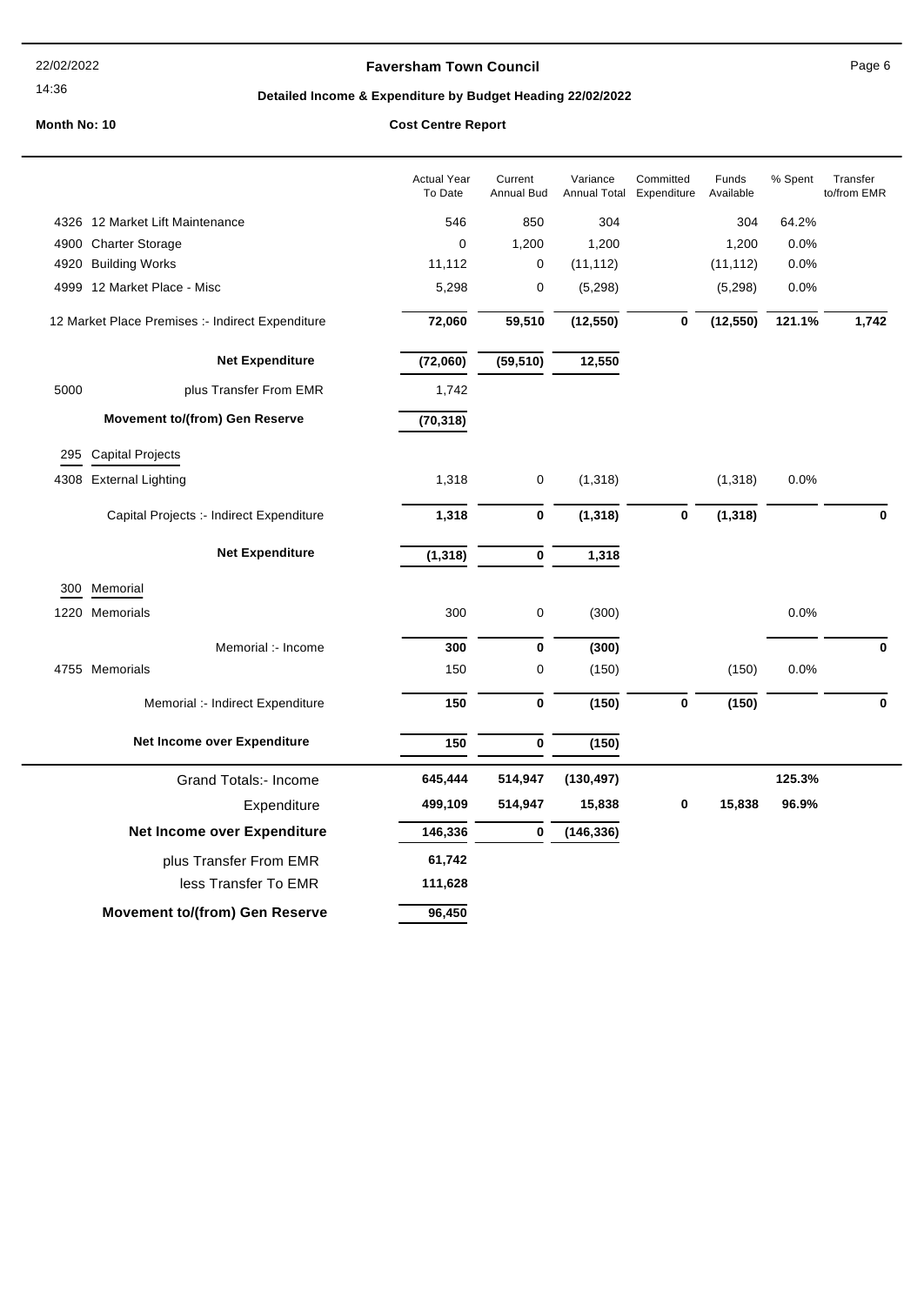22/02/2022
14:36

**Faversham Town Council**

**Detailed Income & Expenditure by Budget Heading 22/02/2022**

**Month No: 10** **Cost Centre Report**

| | | Actual Year To Date | Current Annual Bud | Variance Annual Total | Committed Expenditure | Funds Available | % Spent | Transfer to/from EMR |
|---|---|---|---|---|---|---|---|---|
| 4326 | 12 Market Lift Maintenance | 546 | 850 | 304 | | 304 | 64.2% | |
| 4900 | Charter Storage | 0 | 1,200 | 1,200 | | 1,200 | 0.0% | |
| 4920 | Building Works | 11,112 | 0 | (11,112) | | (11,112) | 0.0% | |
| 4999 | 12 Market Place - Misc | 5,298 | 0 | (5,298) | | (5,298) | 0.0% | |
| | **12 Market Place Premises :- Indirect Expenditure** | **72,060** | **59,510** | **(12,550)** | **0** | **(12,550)** | **121.1%** | **1,742** |
| | **Net Expenditure** | **(72,060)** | **(59,510)** | **12,550** | | | | |
| 5000 | plus Transfer From EMR | 1,742 | | | | | | |
| | **Movement to/(from) Gen Reserve** | **(70,318)** | | | | | | |
| 295 | Capital Projects | | | | | | | |
| 4308 | External Lighting | 1,318 | 0 | (1,318) | | (1,318) | 0.0% | |
| | **Capital Projects :- Indirect Expenditure** | **1,318** | **0** | **(1,318)** | **0** | **(1,318)** | | **0** |
| | **Net Expenditure** | **(1,318)** | **0** | **1,318** | | | | |
| 300 | Memorial | | | | | | | |
| 1220 | Memorials | 300 | 0 | (300) | | | 0.0% | |
| | **Memorial :- Income** | **300** | **0** | **(300)** | | | | **0** |
| 4755 | Memorials | 150 | 0 | (150) | | (150) | 0.0% | |
| | **Memorial :- Indirect Expenditure** | **150** | **0** | **(150)** | **0** | **(150)** | | **0** |
| | **Net Income over Expenditure** | **150** | **0** | **(150)** | | | | |
| | Grand Totals:- Income | **645,444** | **514,947** | **(130,497)** | | | **125.3%** | |
| | Expenditure | **499,109** | **514,947** | **15,838** | **0** | **15,838** | **96.9%** | |
| | **Net Income over Expenditure** | **146,336** | **0** | **(146,336)** | | | | |
| | plus Transfer From EMR | **61,742** | | | | | | |
| | less Transfer To EMR | **111,628** | | | | | | |
| | **Movement to/(from) Gen Reserve** | **96,450** | | | | | | |